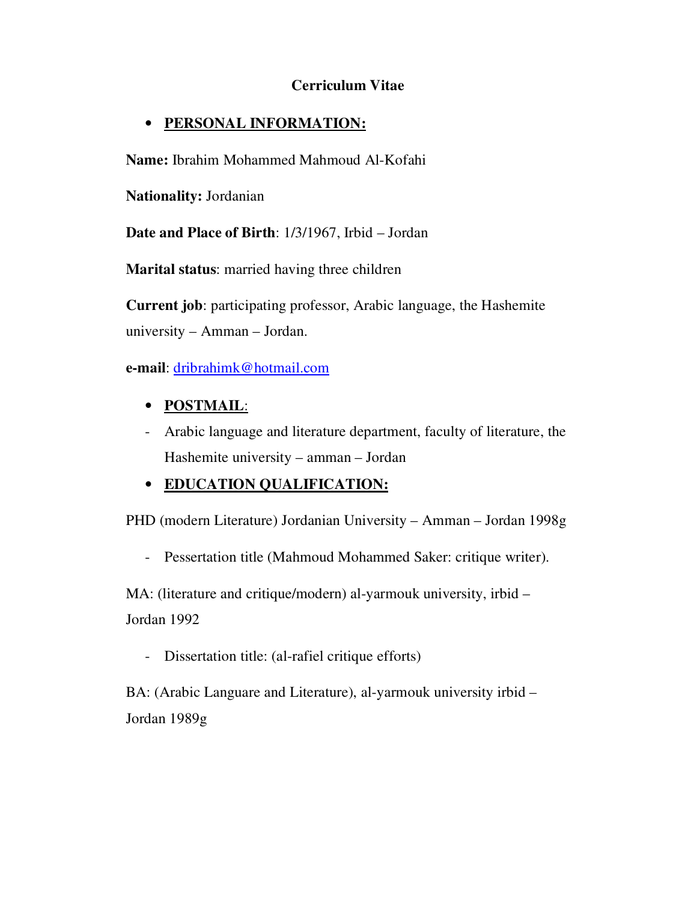# Cerriculum Vitae

- **PERSONAL INFORMATION:**

**Name:** Ibrahim Mohammed Mahmoud Al-Kofahi

**Nationality:** Jordanian

**Date and Place of Birth**: 1/3/1967, Irbid – Jordan

**Marital status**: married having three children

**Current job**: participating professor, Arabic language, the Hashemite university – Amman – Jordan.

**e-mail**: dribrahimk@hotmail.com

- **POSTMAIL**:

- Arabic language and literature department, faculty of literature, the Hashemite university – amman – Jordan

- **EDUCATION QUALIFICATION:**

PHD (modern Literature) Jordanian University – Amman – Jordan 1998g

- Pessertation title (Mahmoud Mohammed Saker: critique writer).

MA: (literature and critique/modern) al-yarmouk university, irbid – Jordan 1992

- Dissertation title: (al-rafiel critique efforts)

BA: (Arabic Languare and Literature), al-yarmouk university irbid – Jordan 1989g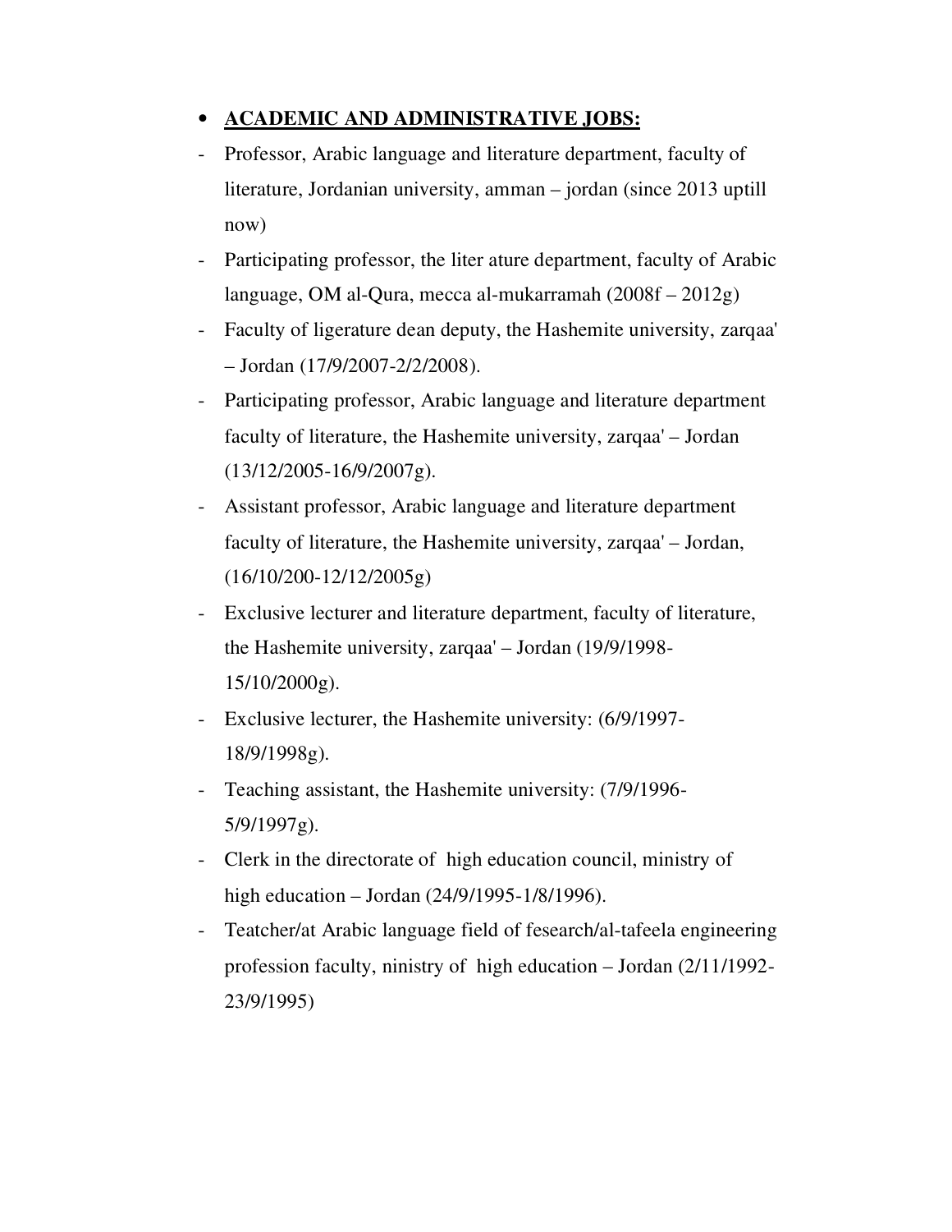- **ACADEMIC AND ADMINISTRATIVE JOBS:**

- Professor, Arabic language and literature department, faculty of literature, Jordanian university, amman – jordan (since 2013 uptill now)
- Participating professor, the liter ature department, faculty of Arabic language, OM al-Qura, mecca al-mukarramah (2008f – 2012g)
- Faculty of ligerature dean deputy, the Hashemite university, zarqaa' – Jordan (17/9/2007-2/2/2008).
- Participating professor, Arabic language and literature department faculty of literature, the Hashemite university, zarqaa' – Jordan (13/12/2005-16/9/2007g).
- Assistant professor, Arabic language and literature department faculty of literature, the Hashemite university, zarqaa' – Jordan, (16/10/200-12/12/2005g)
- Exclusive lecturer and literature department, faculty of literature, the Hashemite university, zarqaa' – Jordan (19/9/1998-15/10/2000g).
- Exclusive lecturer, the Hashemite university: (6/9/1997-18/9/1998g).
- Teaching assistant, the Hashemite university: (7/9/1996-5/9/1997g).
- Clerk in the directorate of high education council, ministry of high education – Jordan (24/9/1995-1/8/1996).
- Teatcher/at Arabic language field of fesearch/al-tafeela engineering profession faculty, ninistry of high education – Jordan (2/11/1992-23/9/1995)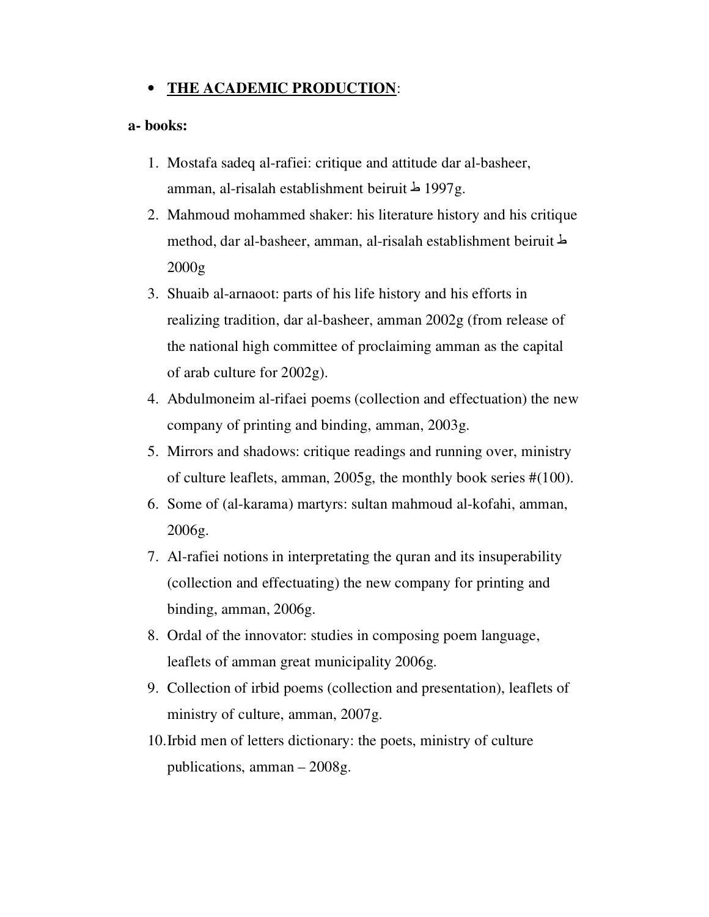- **THE ACADEMIC PRODUCTION**:

**a- books:**

1. Mostafa sadeq al-rafiei: critique and attitude dar al-basheer, amman, al-risalah establishment beiruit ط 1997g.
2. Mahmoud mohammed shaker: his literature history and his critique method, dar al-basheer, amman, al-risalah establishment beiruit ط 2000g
3. Shuaib al-arnaoot: parts of his life history and his efforts in realizing tradition, dar al-basheer, amman 2002g (from release of the national high committee of proclaiming amman as the capital of arab culture for 2002g).
4. Abdulmoneim al-rifaei poems (collection and effectuation) the new company of printing and binding, amman, 2003g.
5. Mirrors and shadows: critique readings and running over, ministry of culture leaflets, amman, 2005g, the monthly book series #(100).
6. Some of (al-karama) martyrs: sultan mahmoud al-kofahi, amman, 2006g.
7. Al-rafiei notions in interpretating the quran and its insuperability (collection and effectuating) the new company for printing and binding, amman, 2006g.
8. Ordal of the innovator: studies in composing poem language, leaflets of amman great municipality 2006g.
9. Collection of irbid poems (collection and presentation), leaflets of ministry of culture, amman, 2007g.
10. Irbid men of letters dictionary: the poets, ministry of culture publications, amman – 2008g.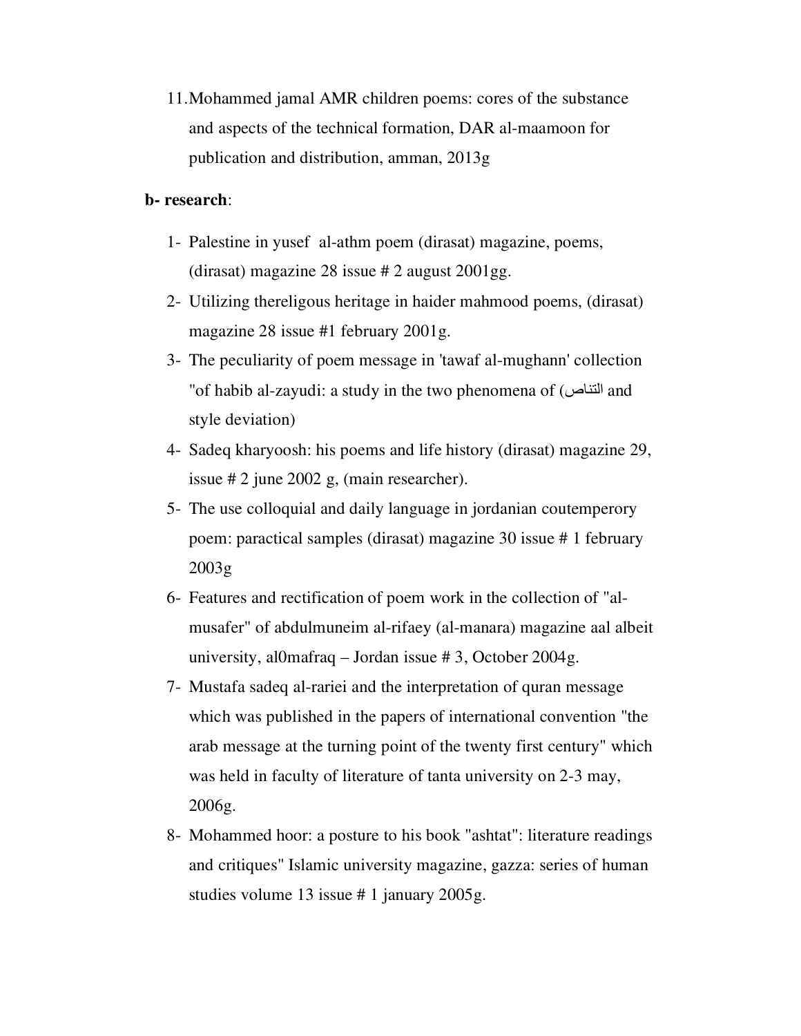11. Mohammed jamal AMR children poems: cores of the substance and aspects of the technical formation, DAR al-maamoon for publication and distribution, amman, 2013g

**b- research**:

1- Palestine in yusef  al-athm poem (dirasat) magazine, poems, (dirasat) magazine 28 issue # 2 august 2001gg.
2- Utilizing thereligous heritage in haider mahmood poems, (dirasat) magazine 28 issue #1 february 2001g.
3- The peculiarity of poem message in 'tawaf al-mughann' collection "of habib al-zayudi: a study in the two phenomena of (التناص and style deviation)
4- Sadeq kharyoosh: his poems and life history (dirasat) magazine 29, issue # 2 june 2002 g, (main researcher).
5- The use colloquial and daily language in jordanian coutemperory poem: paractical samples (dirasat) magazine 30 issue # 1 february 2003g
6- Features and rectification of poem work in the collection of "al-musafer" of abdulmuneim al-rifaey (al-manara) magazine aal albeit university, al0mafraq – Jordan issue # 3, October 2004g.
7- Mustafa sadeq al-rariei and the interpretation of quran message which was published in the papers of international convention "the arab message at the turning point of the twenty first century" which was held in faculty of literature of tanta university on 2-3 may, 2006g.
8- Mohammed hoor: a posture to his book "ashtat": literature readings and critiques" Islamic university magazine, gazza: series of human studies volume 13 issue # 1 january 2005g.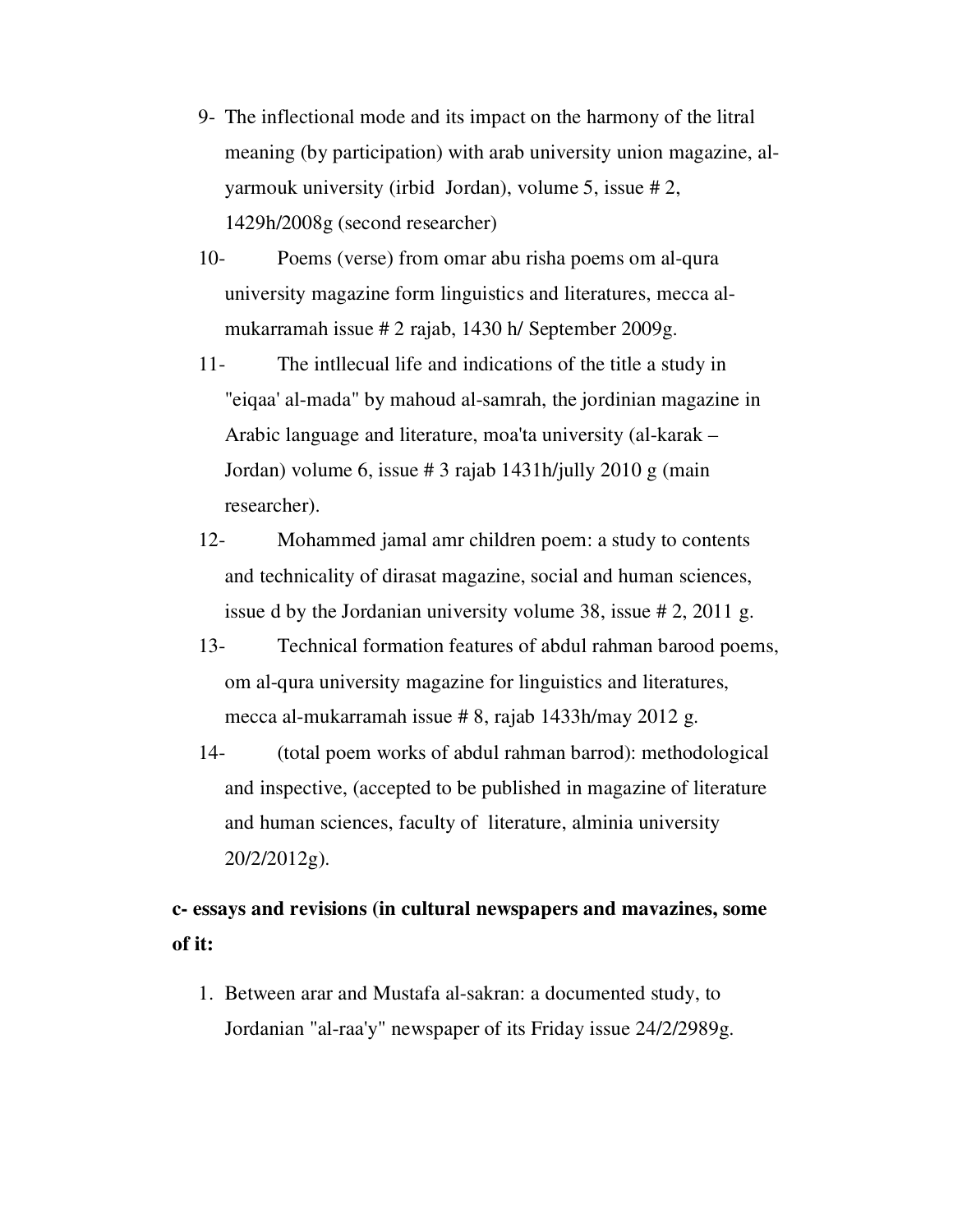9- The inflectional mode and its impact on the harmony of the litral meaning (by participation) with arab university union magazine, al-yarmouk university (irbid Jordan), volume 5, issue # 2, 1429h/2008g (second researcher)

10- Poems (verse) from omar abu risha poems om al-qura university magazine form linguistics and literatures, mecca al-mukarramah issue # 2 rajab, 1430 h/ September 2009g.

11- The intllecual life and indications of the title a study in "eiqaa' al-mada" by mahoud al-samrah, the jordinian magazine in Arabic language and literature, moa'ta university (al-karak – Jordan) volume 6, issue # 3 rajab 1431h/jully 2010 g (main researcher).

12- Mohammed jamal amr children poem: a study to contents and technicality of dirasat magazine, social and human sciences, issue d by the Jordanian university volume 38, issue # 2, 2011 g.

13- Technical formation features of abdul rahman barood poems, om al-qura university magazine for linguistics and literatures, mecca al-mukarramah issue # 8, rajab 1433h/may 2012 g.

14- (total poem works of abdul rahman barrod): methodological and inspective, (accepted to be published in magazine of literature and human sciences, faculty of literature, alminia university 20/2/2012g).

**c- essays and revisions (in cultural newspapers and mavazines, some of it:**

1. Between arar and Mustafa al-sakran: a documented study, to Jordanian "al-raa'y" newspaper of its Friday issue 24/2/2989g.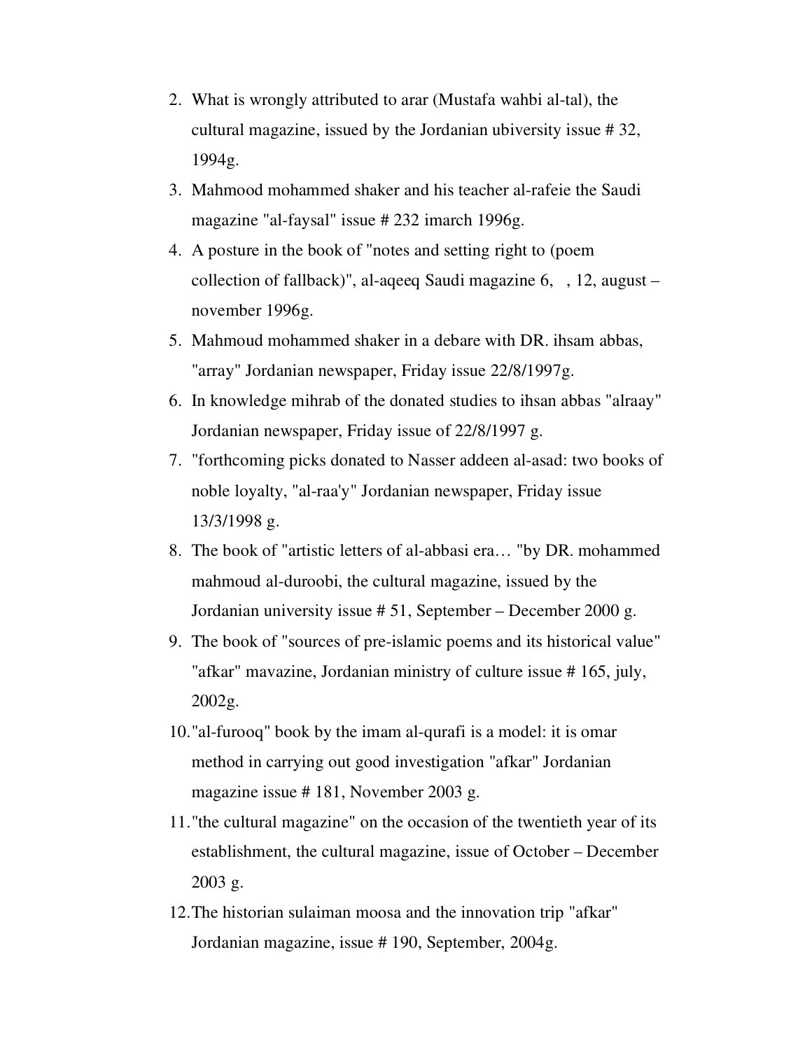2. What is wrongly attributed to arar (Mustafa wahbi al-tal), the cultural magazine, issued by the Jordanian ubiversity issue # 32, 1994g.
3. Mahmood mohammed shaker and his teacher al-rafeie the Saudi magazine "al-faysal" issue # 232 imarch 1996g.
4. A posture in the book of "notes and setting right to (poem collection of fallback)", al-aqeeq Saudi magazine 6, , 12, august – november 1996g.
5. Mahmoud mohammed shaker in a debare with DR. ihsam abbas, "array" Jordanian newspaper, Friday issue 22/8/1997g.
6. In knowledge mihrab of the donated studies to ihsan abbas "alraay" Jordanian newspaper, Friday issue of 22/8/1997 g.
7. "forthcoming picks donated to Nasser addeen al-asad: two books of noble loyalty, "al-raa'y" Jordanian newspaper, Friday issue 13/3/1998 g.
8. The book of "artistic letters of al-abbasi era… "by DR. mohammed mahmoud al-duroobi, the cultural magazine, issued by the Jordanian university issue # 51, September – December 2000 g.
9. The book of "sources of pre-islamic poems and its historical value" "afkar" mavazine, Jordanian ministry of culture issue # 165, july, 2002g.
10. "al-furooq" book by the imam al-qurafi is a model: it is omar method in carrying out good investigation "afkar" Jordanian magazine issue # 181, November 2003 g.
11. "the cultural magazine" on the occasion of the twentieth year of its establishment, the cultural magazine, issue of October – December 2003 g.
12. The historian sulaiman moosa and the innovation trip "afkar" Jordanian magazine, issue # 190, September, 2004g.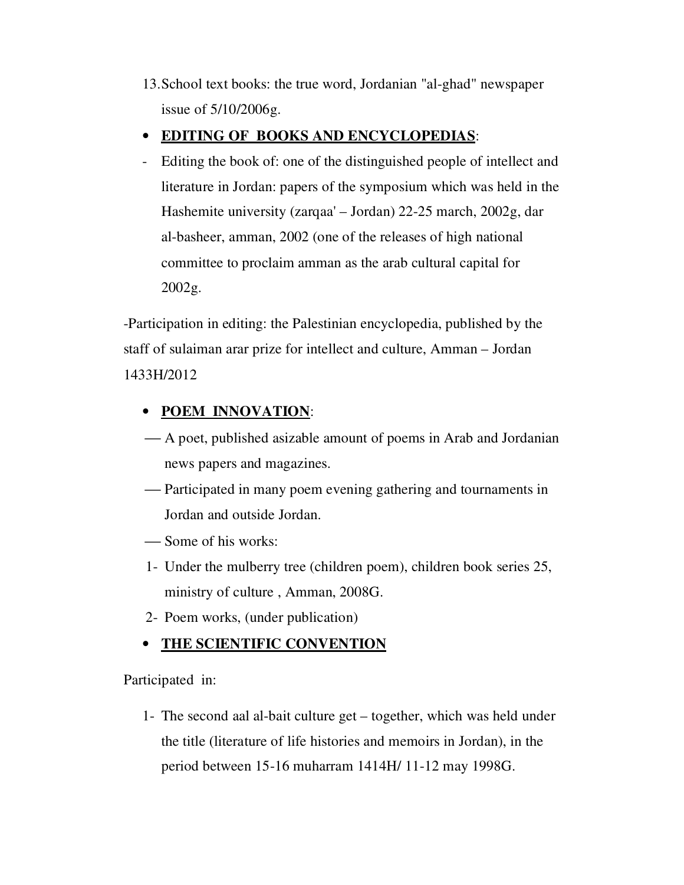13. School text books: the true word, Jordanian "al-ghad" newspaper issue of 5/10/2006g.

- **EDITING OF BOOKS AND ENCYCLOPEDIAS**:

- Editing the book of: one of the distinguished people of intellect and literature in Jordan: papers of the symposium which was held in the Hashemite university (zarqaa' – Jordan) 22-25 march, 2002g, dar al-basheer, amman, 2002 (one of the releases of high national committee to proclaim amman as the arab cultural capital for 2002g.

-Participation in editing: the Palestinian encyclopedia, published by the staff of sulaiman arar prize for intellect and culture, Amman – Jordan 1433H/2012

- **POEM INNOVATION**:

— A poet, published asizable amount of poems in Arab and Jordanian news papers and magazines.

— Participated in many poem evening gathering and tournaments in Jordan and outside Jordan.

— Some of his works:

1- Under the mulberry tree (children poem), children book series 25, ministry of culture , Amman, 2008G.

2- Poem works, (under publication)

- **THE SCIENTIFIC CONVENTION**

Participated in:

1- The second aal al-bait culture get – together, which was held under the title (literature of life histories and memoirs in Jordan), in the period between 15-16 muharram 1414H/ 11-12 may 1998G.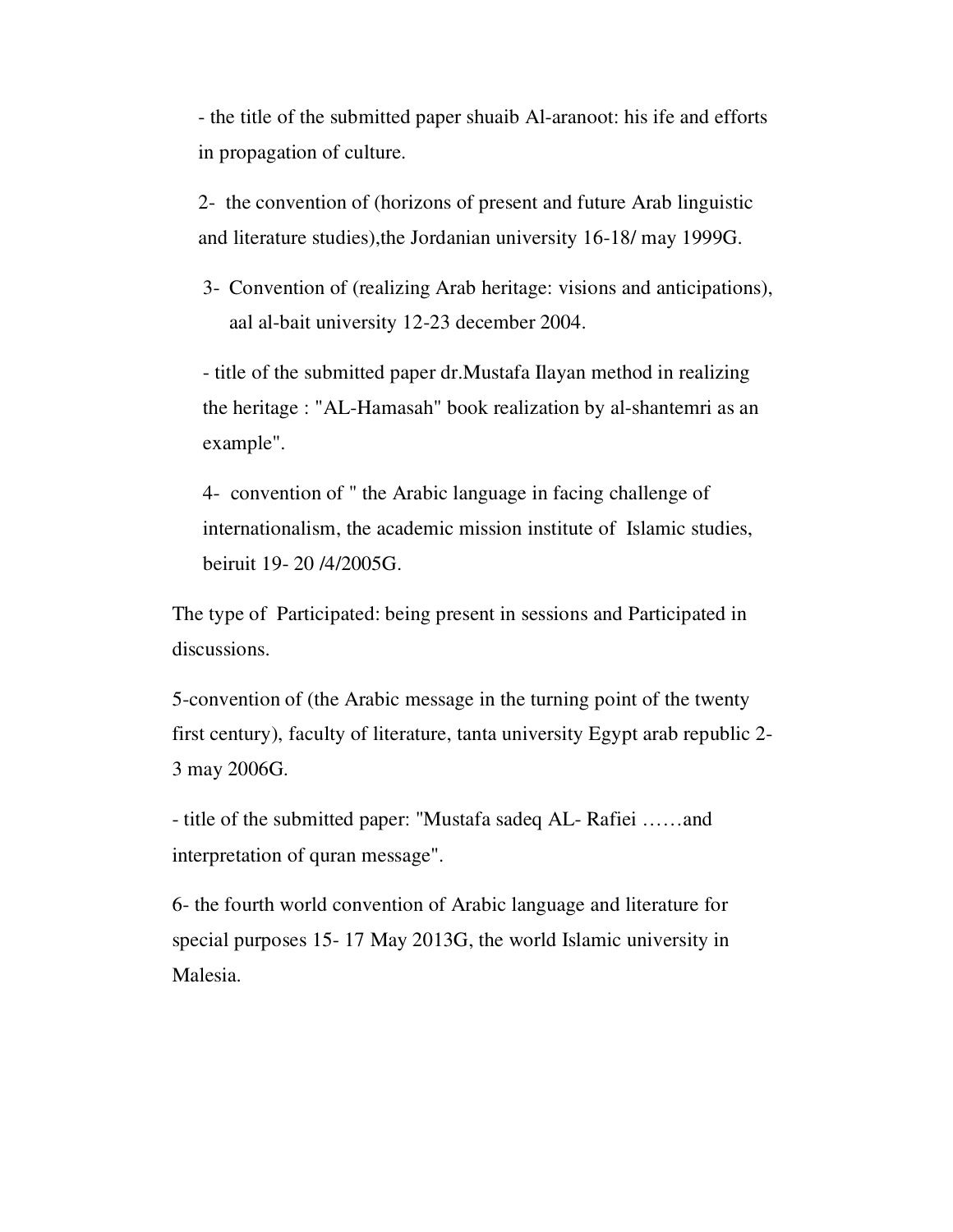- the title of the submitted paper shuaib Al-aranoot: his ife and efforts in propagation of culture.

2- the convention of (horizons of present and future Arab linguistic and literature studies),the Jordanian university 16-18/ may 1999G.

3- Convention of (realizing Arab heritage: visions and anticipations), aal al-bait university 12-23 december 2004.

- title of the submitted paper dr.Mustafa Ilayan method in realizing the heritage : "AL-Hamasah" book realization by al-shantemri as an example".

4- convention of " the Arabic language in facing challenge of internationalism, the academic mission institute of Islamic studies, beiruit 19- 20 /4/2005G.

The type of Participated: being present in sessions and Participated in discussions.

5-convention of (the Arabic message in the turning point of the twenty first century), faculty of literature, tanta university Egypt arab republic 2-3 may 2006G.

- title of the submitted paper: "Mustafa sadeq AL- Rafiei ……and interpretation of quran message".

6- the fourth world convention of Arabic language and literature for special purposes 15- 17 May 2013G, the world Islamic university in Malesia.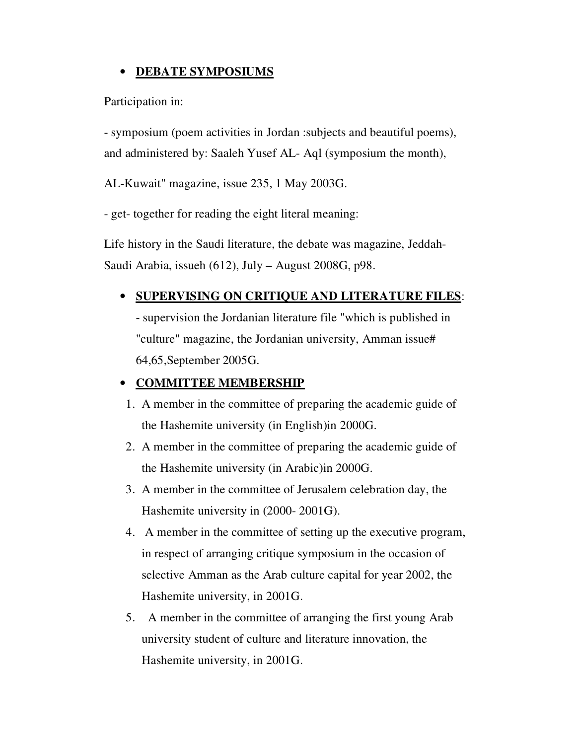- **DEBATE SYMPOSIUMS**

Participation in:

- symposium (poem activities in Jordan :subjects and beautiful poems), and administered by: Saaleh Yusef AL- Aql (symposium the month),

AL-Kuwait" magazine, issue 235, 1 May 2003G.

- get- together for reading the eight literal meaning:

Life history in the Saudi literature, the debate was magazine, Jeddah-Saudi Arabia, issueh (612), July – August 2008G, p98.

- **SUPERVISING ON CRITIQUE AND LITERATURE FILES**:
  - supervision the Jordanian literature file "which is published in "culture" magazine, the Jordanian university, Amman issue# 64,65,September 2005G.

- **COMMITTEE MEMBERSHIP**

1. A member in the committee of preparing the academic guide of the Hashemite university (in English)in 2000G.
2. A member in the committee of preparing the academic guide of the Hashemite university (in Arabic)in 2000G.
3. A member in the committee of Jerusalem celebration day, the Hashemite university in (2000- 2001G).
4. A member in the committee of setting up the executive program, in respect of arranging critique symposium in the occasion of selective Amman as the Arab culture capital for year 2002, the Hashemite university, in 2001G.
5. A member in the committee of arranging the first young Arab university student of culture and literature innovation, the Hashemite university, in 2001G.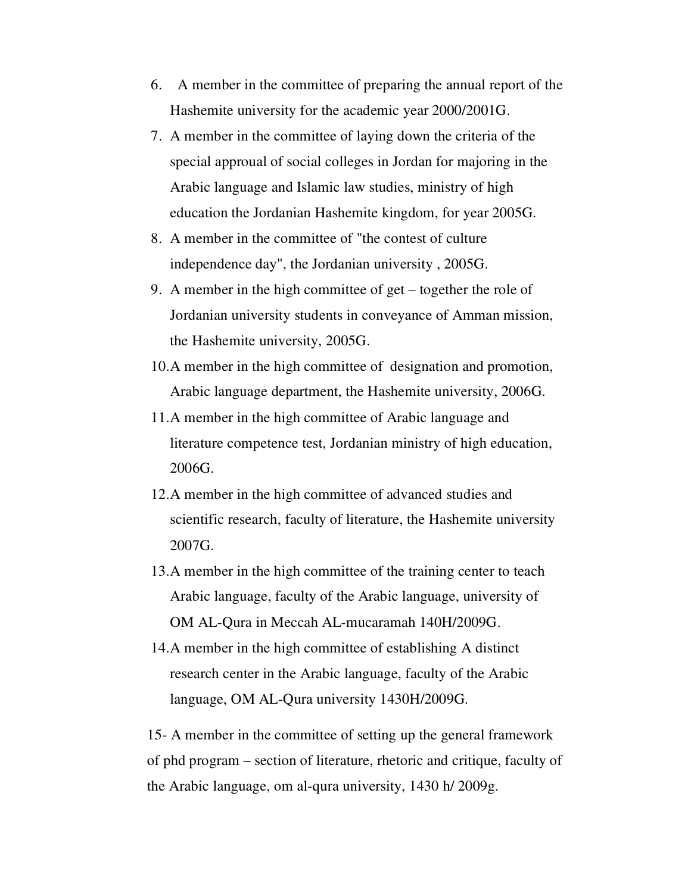6. A member in the committee of preparing the annual report of the Hashemite university for the academic year 2000/2001G.
7. A member in the committee of laying down the criteria of the special approual of social colleges in Jordan for majoring in the Arabic language and Islamic law studies, ministry of high education the Jordanian Hashemite kingdom, for year 2005G.
8. A member in the committee of "the contest of culture independence day", the Jordanian university , 2005G.
9. A member in the high committee of get – together the role of Jordanian university students in conveyance of Amman mission, the Hashemite university, 2005G.
10. A member in the high committee of designation and promotion, Arabic language department, the Hashemite university, 2006G.
11. A member in the high committee of Arabic language and literature competence test, Jordanian ministry of high education, 2006G.
12. A member in the high committee of advanced studies and scientific research, faculty of literature, the Hashemite university 2007G.
13. A member in the high committee of the training center to teach Arabic language, faculty of the Arabic language, university of OM AL-Qura in Meccah AL-mucaramah 140H/2009G.
14. A member in the high committee of establishing A distinct research center in the Arabic language, faculty of the Arabic language, OM AL-Qura university 1430H/2009G.

15- A member in the committee of setting up the general framework of phd program – section of literature, rhetoric and critique, faculty of the Arabic language, om al-qura university, 1430 h/ 2009g.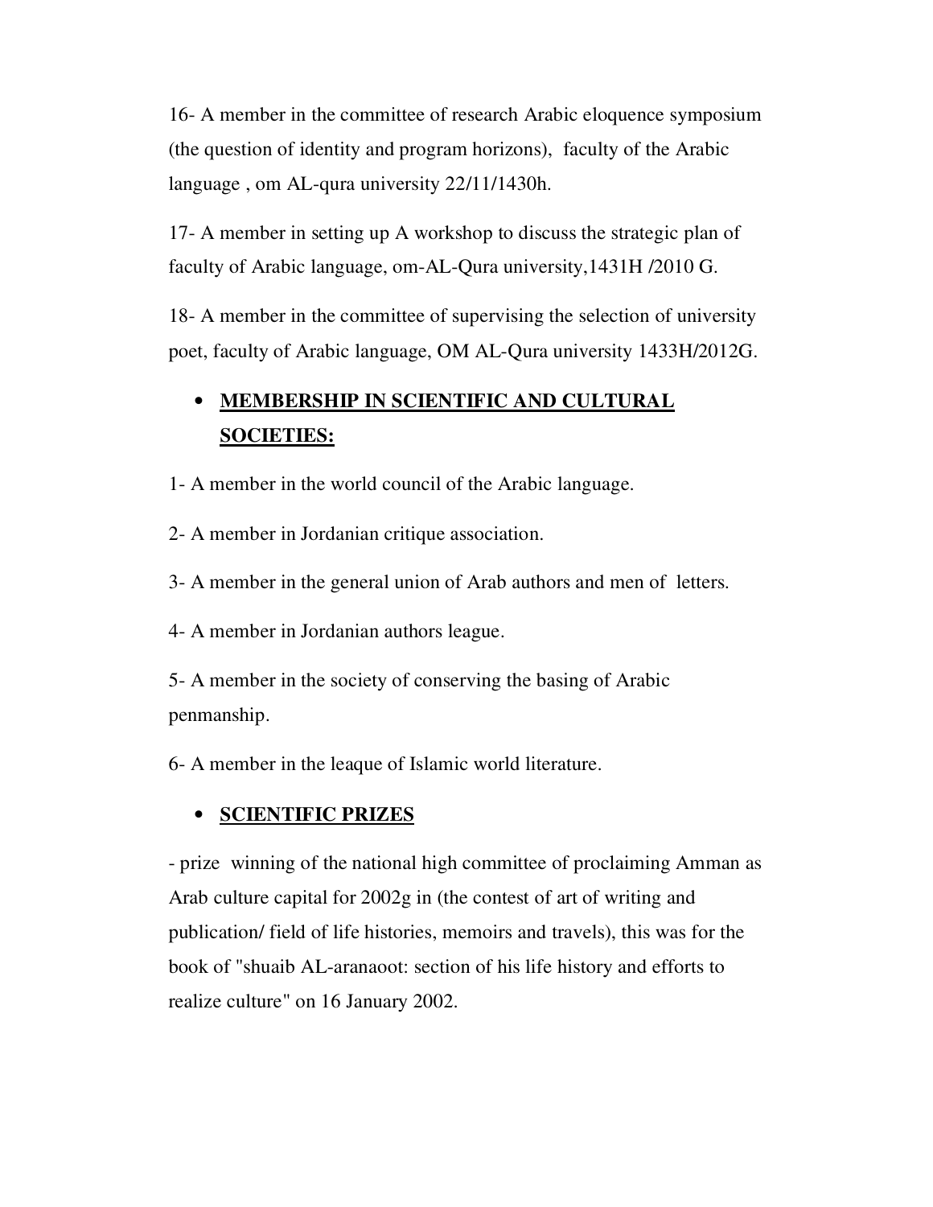16- A member in the committee of research Arabic eloquence symposium (the question of identity and program horizons), faculty of the Arabic language , om AL-qura university 22/11/1430h.

17- A member in setting up A workshop to discuss the strategic plan of faculty of Arabic language, om-AL-Qura university,1431H /2010 G.

18- A member in the committee of supervising the selection of university poet, faculty of Arabic language, OM AL-Qura university 1433H/2012G.

- **MEMBERSHIP IN SCIENTIFIC AND CULTURAL SOCIETIES:**

1- A member in the world council of the Arabic language.

2- A member in Jordanian critique association.

3- A member in the general union of Arab authors and men of letters.

4- A member in Jordanian authors league.

5- A member in the society of conserving the basing of Arabic penmanship.

6- A member in the leaque of Islamic world literature.

- **SCIENTIFIC PRIZES**

- prize winning of the national high committee of proclaiming Amman as Arab culture capital for 2002g in (the contest of art of writing and publication/ field of life histories, memoirs and travels), this was for the book of "shuaib AL-aranaoot: section of his life history and efforts to realize culture" on 16 January 2002.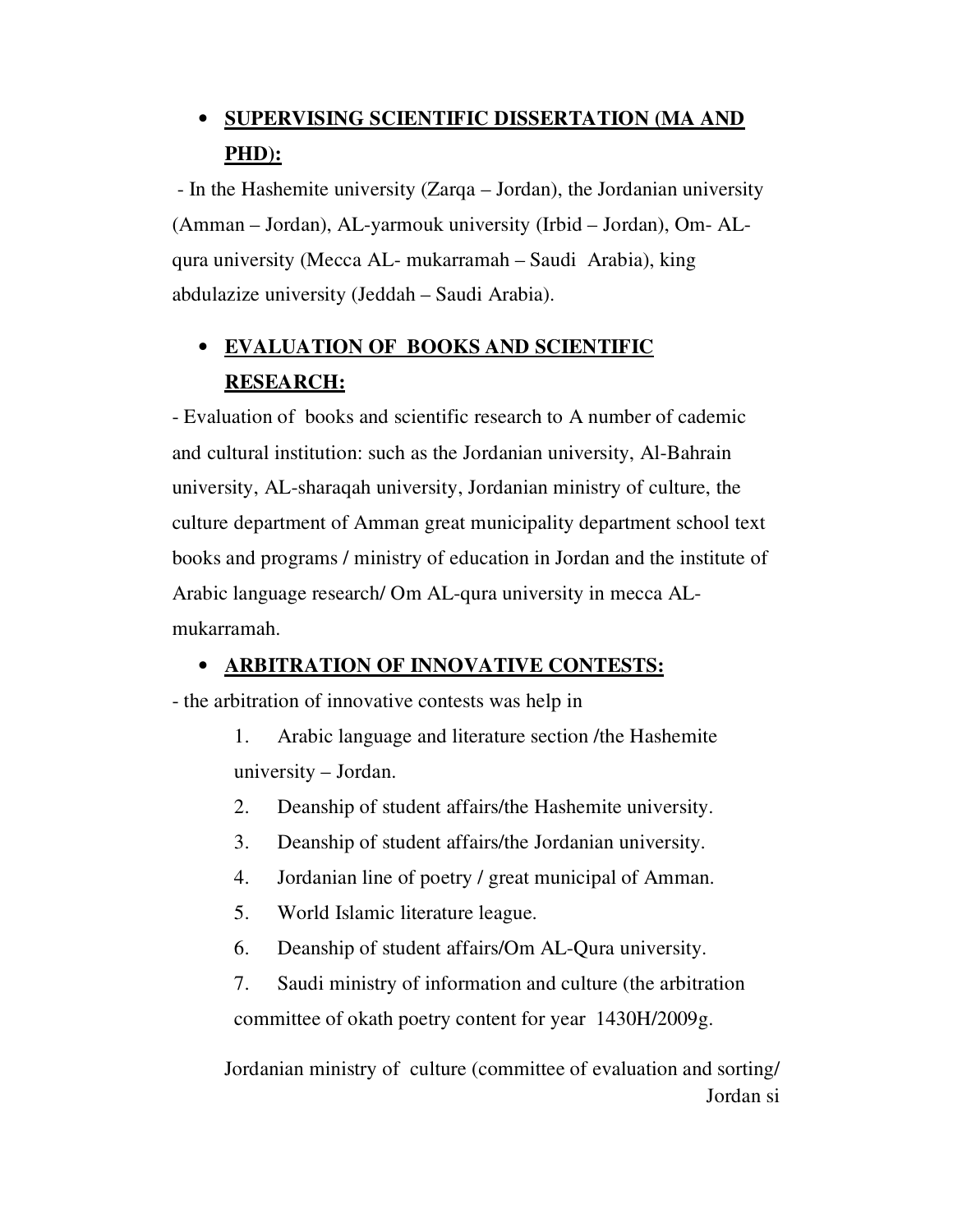- **SUPERVISING SCIENTIFIC DISSERTATION (MA AND PHD):**

- In the Hashemite university (Zarqa – Jordan), the Jordanian university (Amman – Jordan), AL-yarmouk university (Irbid – Jordan), Om- AL-qura university (Mecca AL- mukarramah – Saudi Arabia), king abdulazize university (Jeddah – Saudi Arabia).

- **EVALUATION OF BOOKS AND SCIENTIFIC RESEARCH:**

- Evaluation of books and scientific research to A number of cademic and cultural institution: such as the Jordanian university, Al-Bahrain university, AL-sharaqah university, Jordanian ministry of culture, the culture department of Amman great municipality department school text books and programs / ministry of education in Jordan and the institute of Arabic language research/ Om AL-qura university in mecca AL-mukarramah.

- **ARBITRATION OF INNOVATIVE CONTESTS:**

- the arbitration of innovative contests was help in

1. Arabic language and literature section /the Hashemite university – Jordan.
2. Deanship of student affairs/the Hashemite university.
3. Deanship of student affairs/the Jordanian university.
4. Jordanian line of poetry / great municipal of Amman.
5. World Islamic literature league.
6. Deanship of student affairs/Om AL-Qura university.
7. Saudi ministry of information and culture (the arbitration committee of okath poetry content for year 1430H/2009g.

Jordanian ministry of culture (committee of evaluation and sorting/ Jordan si